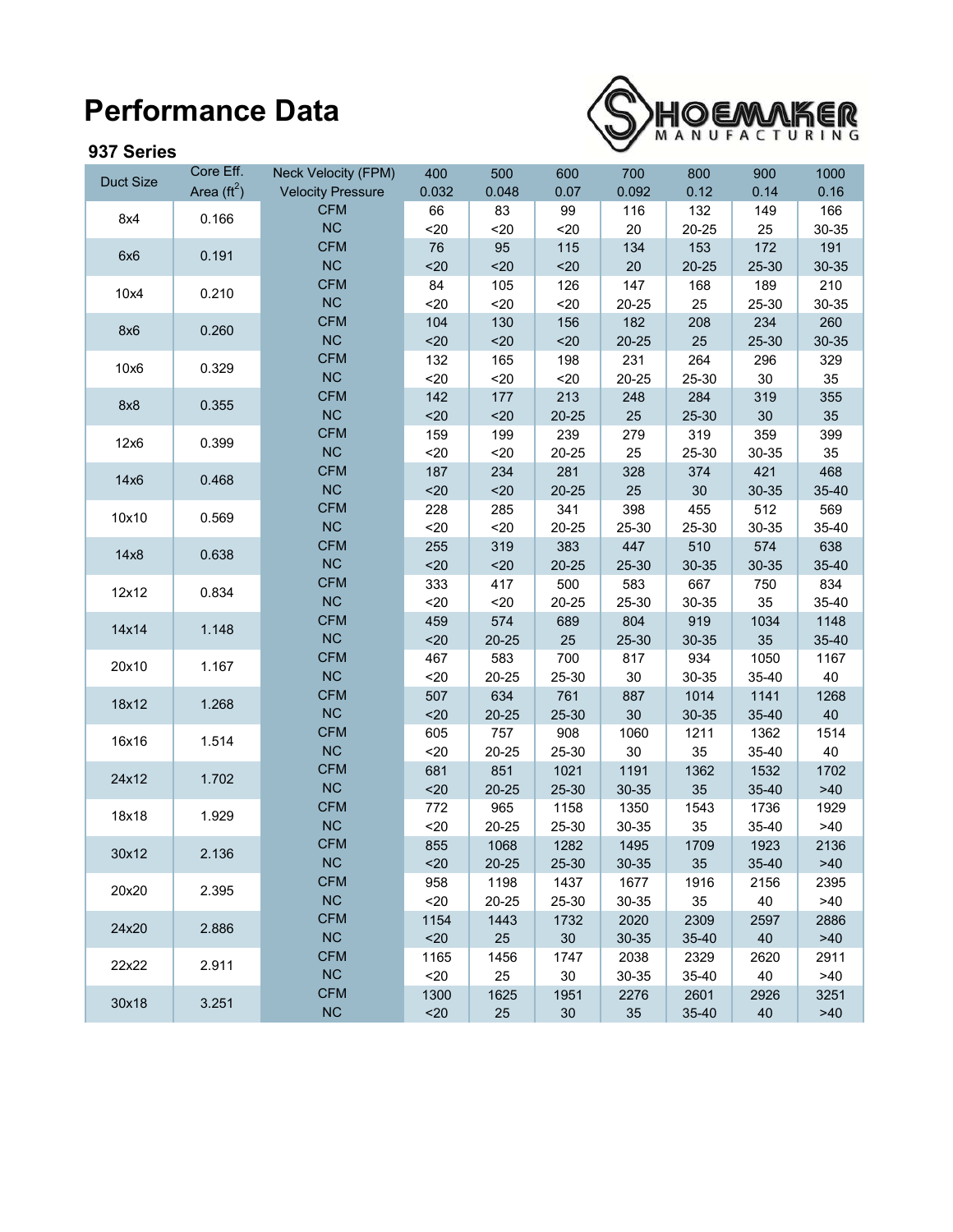# Performance Data

SHOEMAKER MANUFACTURING

### 937 Series

| Duct Size | Core Eff. Area (ft$^2$) | Neck Velocity (FPM) | 400 | 500 | 600 | 700 | 800 | 900 | 1000 |
|---|---|---|---|---|---|---|---|---|---|
| | | Velocity Pressure | 0.032 | 0.048 | 0.07 | 0.092 | 0.12 | 0.14 | 0.16 |
| 8x4 | 0.166 | CFM | 66 | 83 | 99 | 116 | 132 | 149 | 166 |
| | | NC | <20 | <20 | <20 | 20 | 20-25 | 25 | 30-35 |
| 6x6 | 0.191 | CFM | 76 | 95 | 115 | 134 | 153 | 172 | 191 |
| | | NC | <20 | <20 | <20 | 20 | 20-25 | 25-30 | 30-35 |
| 10x4 | 0.210 | CFM | 84 | 105 | 126 | 147 | 168 | 189 | 210 |
| | | NC | <20 | <20 | <20 | 20-25 | 25 | 25-30 | 30-35 |
| 8x6 | 0.260 | CFM | 104 | 130 | 156 | 182 | 208 | 234 | 260 |
| | | NC | <20 | <20 | <20 | 20-25 | 25 | 25-30 | 30-35 |
| 10x6 | 0.329 | CFM | 132 | 165 | 198 | 231 | 264 | 296 | 329 |
| | | NC | <20 | <20 | <20 | 20-25 | 25-30 | 30 | 35 |
| 8x8 | 0.355 | CFM | 142 | 177 | 213 | 248 | 284 | 319 | 355 |
| | | NC | <20 | <20 | 20-25 | 25 | 25-30 | 30 | 35 |
| 12x6 | 0.399 | CFM | 159 | 199 | 239 | 279 | 319 | 359 | 399 |
| | | NC | <20 | <20 | 20-25 | 25 | 25-30 | 30-35 | 35 |
| 14x6 | 0.468 | CFM | 187 | 234 | 281 | 328 | 374 | 421 | 468 |
| | | NC | <20 | <20 | 20-25 | 25 | 30 | 30-35 | 35-40 |
| 10x10 | 0.569 | CFM | 228 | 285 | 341 | 398 | 455 | 512 | 569 |
| | | NC | <20 | <20 | 20-25 | 25-30 | 25-30 | 30-35 | 35-40 |
| 14x8 | 0.638 | CFM | 255 | 319 | 383 | 447 | 510 | 574 | 638 |
| | | NC | <20 | <20 | 20-25 | 25-30 | 30-35 | 30-35 | 35-40 |
| 12x12 | 0.834 | CFM | 333 | 417 | 500 | 583 | 667 | 750 | 834 |
| | | NC | <20 | <20 | 20-25 | 25-30 | 30-35 | 35 | 35-40 |
| 14x14 | 1.148 | CFM | 459 | 574 | 689 | 804 | 919 | 1034 | 1148 |
| | | NC | <20 | 20-25 | 25 | 25-30 | 30-35 | 35 | 35-40 |
| 20x10 | 1.167 | CFM | 467 | 583 | 700 | 817 | 934 | 1050 | 1167 |
| | | NC | <20 | 20-25 | 25-30 | 30 | 30-35 | 35-40 | 40 |
| 18x12 | 1.268 | CFM | 507 | 634 | 761 | 887 | 1014 | 1141 | 1268 |
| | | NC | <20 | 20-25 | 25-30 | 30 | 30-35 | 35-40 | 40 |
| 16x16 | 1.514 | CFM | 605 | 757 | 908 | 1060 | 1211 | 1362 | 1514 |
| | | NC | <20 | 20-25 | 25-30 | 30 | 35 | 35-40 | 40 |
| 24x12 | 1.702 | CFM | 681 | 851 | 1021 | 1191 | 1362 | 1532 | 1702 |
| | | NC | <20 | 20-25 | 25-30 | 30-35 | 35 | 35-40 | >40 |
| 18x18 | 1.929 | CFM | 772 | 965 | 1158 | 1350 | 1543 | 1736 | 1929 |
| | | NC | <20 | 20-25 | 25-30 | 30-35 | 35 | 35-40 | >40 |
| 30x12 | 2.136 | CFM | 855 | 1068 | 1282 | 1495 | 1709 | 1923 | 2136 |
| | | NC | <20 | 20-25 | 25-30 | 30-35 | 35 | 35-40 | >40 |
| 20x20 | 2.395 | CFM | 958 | 1198 | 1437 | 1677 | 1916 | 2156 | 2395 |
| | | NC | <20 | 20-25 | 25-30 | 30-35 | 35 | 40 | >40 |
| 24x20 | 2.886 | CFM | 1154 | 1443 | 1732 | 2020 | 2309 | 2597 | 2886 |
| | | NC | <20 | 25 | 30 | 30-35 | 35-40 | 40 | >40 |
| 22x22 | 2.911 | CFM | 1165 | 1456 | 1747 | 2038 | 2329 | 2620 | 2911 |
| | | NC | <20 | 25 | 30 | 30-35 | 35-40 | 40 | >40 |
| 30x18 | 3.251 | CFM | 1300 | 1625 | 1951 | 2276 | 2601 | 2926 | 3251 |
| | | NC | <20 | 25 | 30 | 35 | 35-40 | 40 | >40 |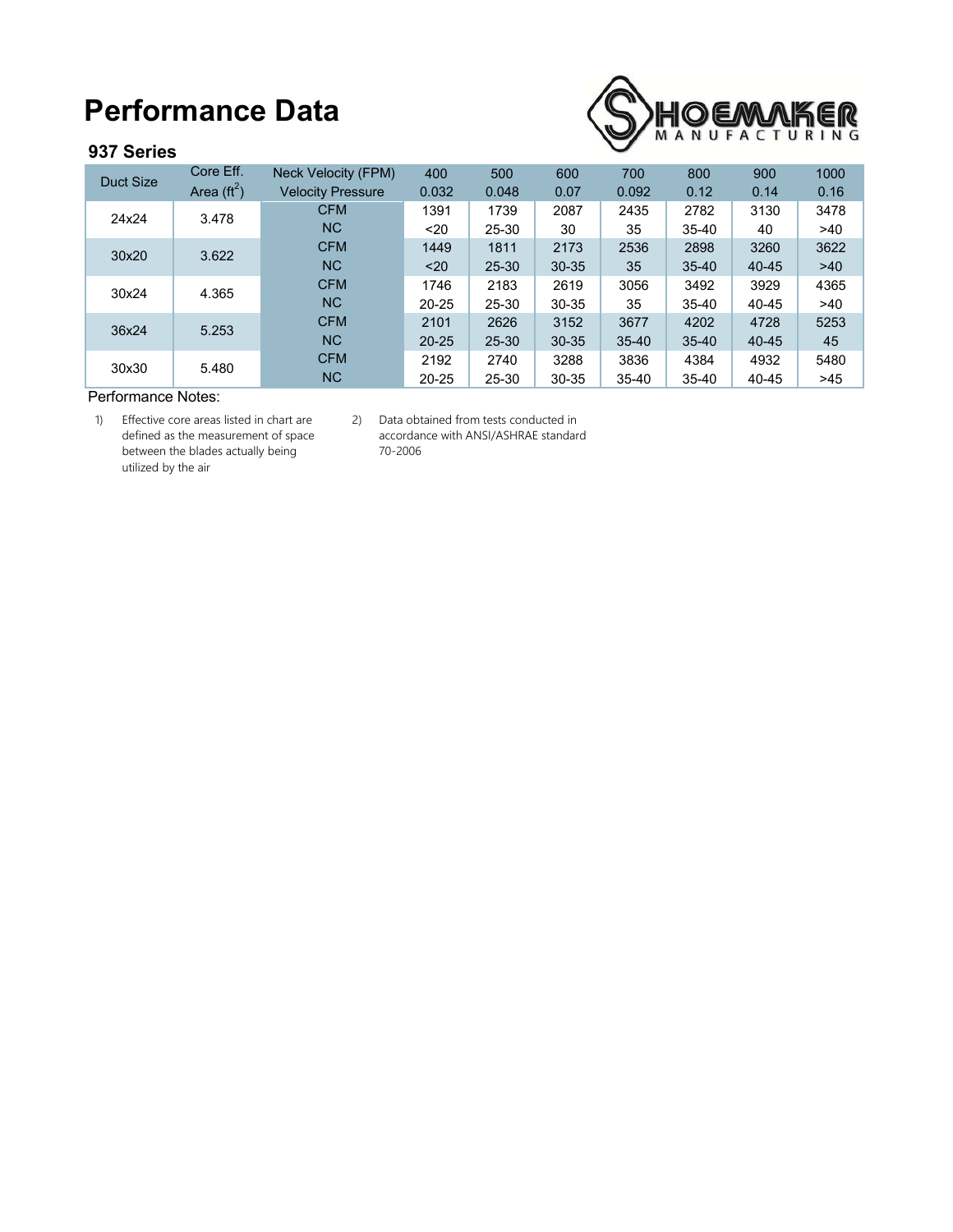# Performance Data

### 937 Series

| Duct Size | Core Eff. Area ($ft^2$) | Neck Velocity (FPM) / Velocity Pressure | 400 / 0.032 | 500 / 0.048 | 600 / 0.07 | 700 / 0.092 | 800 / 0.12 | 900 / 0.14 | 1000 / 0.16 |
|---|---|---|---|---|---|---|---|---|---|
| 24x24 | 3.478 | CFM | 1391 | 1739 | 2087 | 2435 | 2782 | 3130 | 3478 |
| | | NC | <20 | 25-30 | 30 | 35 | 35-40 | 40 | >40 |
| 30x20 | 3.622 | CFM | 1449 | 1811 | 2173 | 2536 | 2898 | 3260 | 3622 |
| | | NC | <20 | 25-30 | 30-35 | 35 | 35-40 | 40-45 | >40 |
| 30x24 | 4.365 | CFM | 1746 | 2183 | 2619 | 3056 | 3492 | 3929 | 4365 |
| | | NC | 20-25 | 25-30 | 30-35 | 35 | 35-40 | 40-45 | >40 |
| 36x24 | 5.253 | CFM | 2101 | 2626 | 3152 | 3677 | 4202 | 4728 | 5253 |
| | | NC | 20-25 | 25-30 | 30-35 | 35-40 | 35-40 | 40-45 | 45 |
| 30x30 | 5.480 | CFM | 2192 | 2740 | 3288 | 3836 | 4384 | 4932 | 5480 |
| | | NC | 20-25 | 25-30 | 30-35 | 35-40 | 35-40 | 40-45 | >45 |

Performance Notes:

1) Effective core areas listed in chart are defined as the measurement of space between the blades actually being utilized by the air

2) Data obtained from tests conducted in accordance with ANSI/ASHRAE standard 70-2006